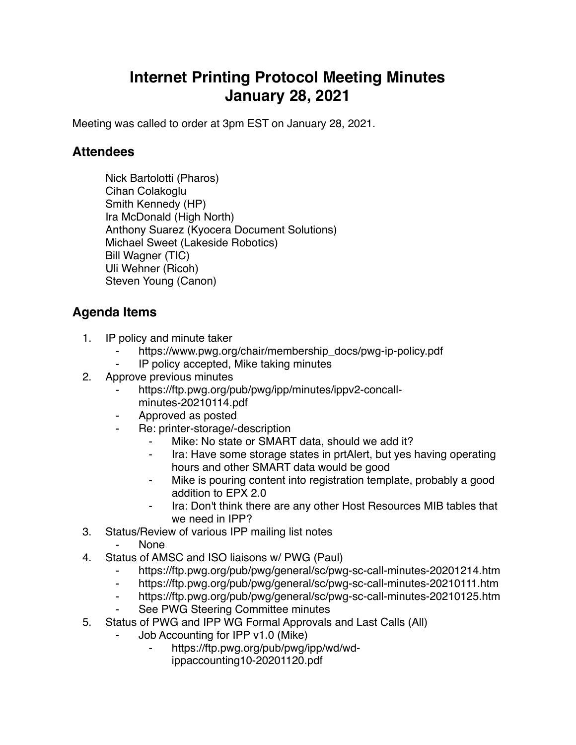# Internet Printing Protocol Meeting Minutes
# January 28, 2021

Meeting was called to order at 3pm EST on January 28, 2021.

## Attendees

Nick Bartolotti (Pharos)
Cihan Colakoglu
Smith Kennedy (HP)
Ira McDonald (High North)
Anthony Suarez (Kyocera Document Solutions)
Michael Sweet (Lakeside Robotics)
Bill Wagner (TIC)
Uli Wehner (Ricoh)
Steven Young (Canon)

## Agenda Items

1. IP policy and minute taker
    - https://www.pwg.org/chair/membership_docs/pwg-ip-policy.pdf
    - IP policy accepted, Mike taking minutes
2. Approve previous minutes
    - https://ftp.pwg.org/pub/pwg/ipp/minutes/ippv2-concall-minutes-20210114.pdf
    - Approved as posted
    - Re: printer-storage/-description
        - Mike: No state or SMART data, should we add it?
        - Ira: Have some storage states in prtAlert, but yes having operating hours and other SMART data would be good
        - Mike is pouring content into registration template, probably a good addition to EPX 2.0
        - Ira: Don't think there are any other Host Resources MIB tables that we need in IPP?
3. Status/Review of various IPP mailing list notes
    - None
4. Status of AMSC and ISO liaisons w/ PWG (Paul)
    - https://ftp.pwg.org/pub/pwg/general/sc/pwg-sc-call-minutes-20201214.htm
    - https://ftp.pwg.org/pub/pwg/general/sc/pwg-sc-call-minutes-20210111.htm
    - https://ftp.pwg.org/pub/pwg/general/sc/pwg-sc-call-minutes-20210125.htm
    - See PWG Steering Committee minutes
5. Status of PWG and IPP WG Formal Approvals and Last Calls (All)
    - Job Accounting for IPP v1.0 (Mike)
        - https://ftp.pwg.org/pub/pwg/ipp/wd/wd-ippaccounting10-20201120.pdf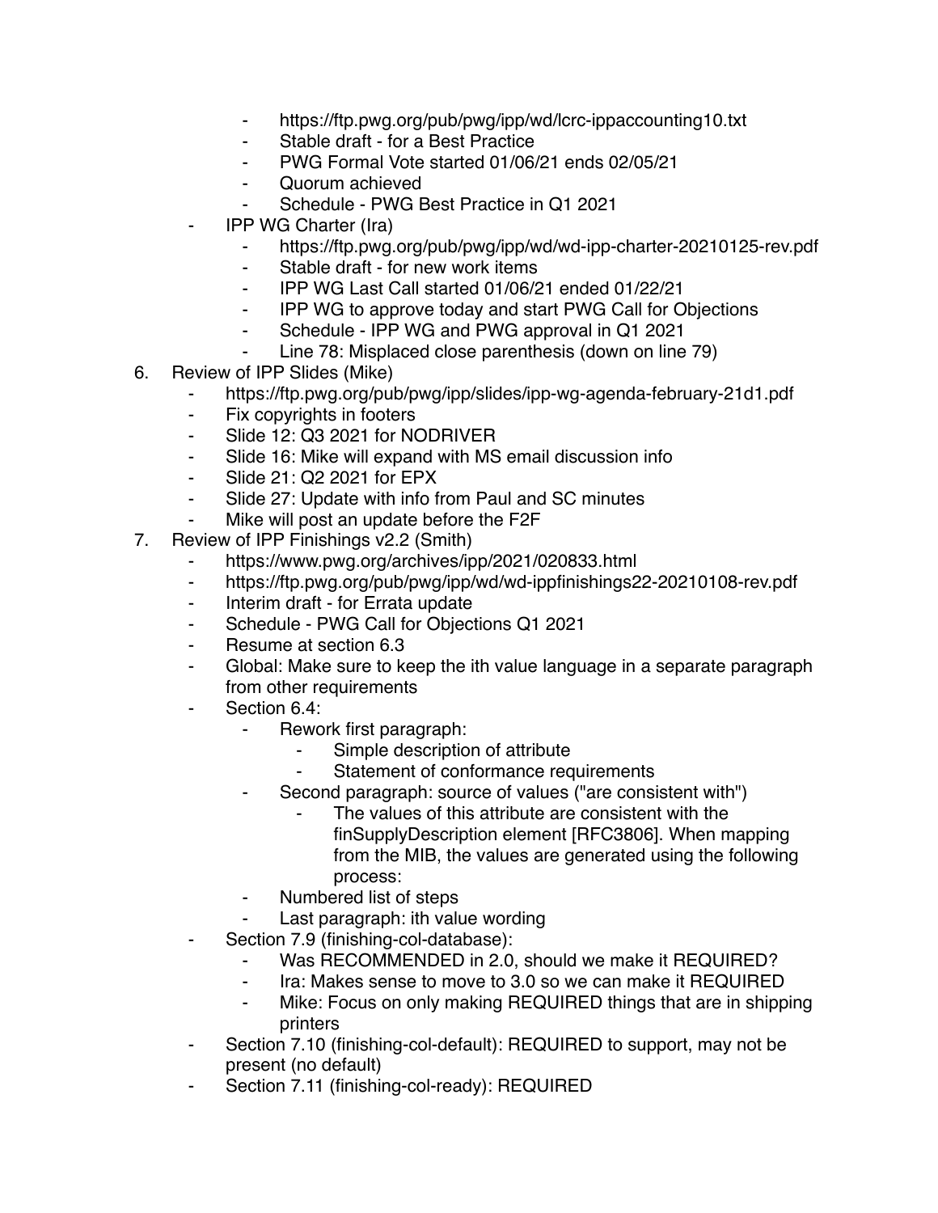- https://ftp.pwg.org/pub/pwg/ipp/wd/lcrc-ippaccounting10.txt
        - Stable draft - for a Best Practice
        - PWG Formal Vote started 01/06/21 ends 02/05/21
        - Quorum achieved
        - Schedule - PWG Best Practice in Q1 2021
    - IPP WG Charter (Ira)
        - https://ftp.pwg.org/pub/pwg/ipp/wd/wd-ipp-charter-20210125-rev.pdf
        - Stable draft - for new work items
        - IPP WG Last Call started 01/06/21 ended 01/22/21
        - IPP WG to approve today and start PWG Call for Objections
        - Schedule - IPP WG and PWG approval in Q1 2021
        - Line 78: Misplaced close parenthesis (down on line 79)
6. Review of IPP Slides (Mike)
    - https://ftp.pwg.org/pub/pwg/ipp/slides/ipp-wg-agenda-february-21d1.pdf
    - Fix copyrights in footers
    - Slide 12: Q3 2021 for NODRIVER
    - Slide 16: Mike will expand with MS email discussion info
    - Slide 21: Q2 2021 for EPX
    - Slide 27: Update with info from Paul and SC minutes
    - Mike will post an update before the F2F
7. Review of IPP Finishings v2.2 (Smith)
    - https://www.pwg.org/archives/ipp/2021/020833.html
    - https://ftp.pwg.org/pub/pwg/ipp/wd/wd-ippfinishings22-20210108-rev.pdf
    - Interim draft - for Errata update
    - Schedule - PWG Call for Objections Q1 2021
    - Resume at section 6.3
    - Global: Make sure to keep the ith value language in a separate paragraph from other requirements
    - Section 6.4:
        - Rework first paragraph:
            - Simple description of attribute
            - Statement of conformance requirements
        - Second paragraph: source of values ("are consistent with")
            - The values of this attribute are consistent with the finSupplyDescription element [RFC3806]. When mapping from the MIB, the values are generated using the following process:
        - Numbered list of steps
        - Last paragraph: ith value wording
    - Section 7.9 (finishing-col-database):
        - Was RECOMMENDED in 2.0, should we make it REQUIRED?
        - Ira: Makes sense to move to 3.0 so we can make it REQUIRED
        - Mike: Focus on only making REQUIRED things that are in shipping printers
    - Section 7.10 (finishing-col-default): REQUIRED to support, may not be present (no default)
    - Section 7.11 (finishing-col-ready): REQUIRED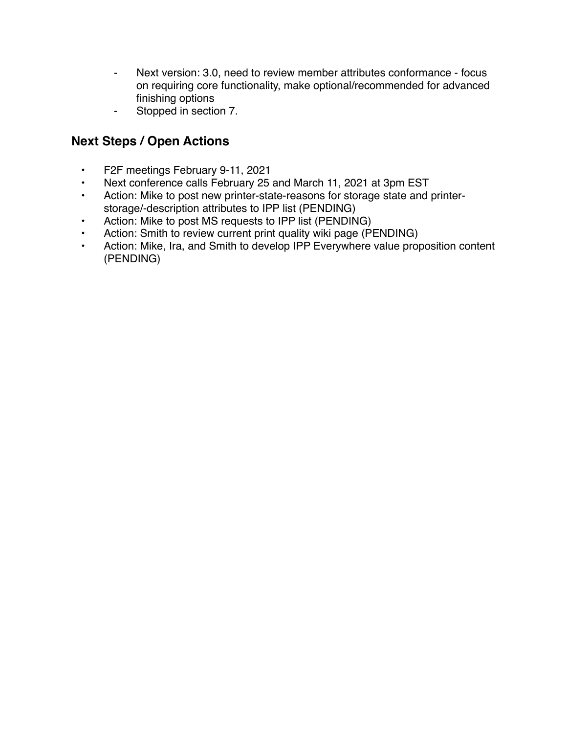- Next version: 3.0, need to review member attributes conformance - focus on requiring core functionality, make optional/recommended for advanced finishing options
- Stopped in section 7.

## Next Steps / Open Actions

- F2F meetings February 9-11, 2021
- Next conference calls February 25 and March 11, 2021 at 3pm EST
- Action: Mike to post new printer-state-reasons for storage state and printer-storage/-description attributes to IPP list (PENDING)
- Action: Mike to post MS requests to IPP list (PENDING)
- Action: Smith to review current print quality wiki page (PENDING)
- Action: Mike, Ira, and Smith to develop IPP Everywhere value proposition content (PENDING)